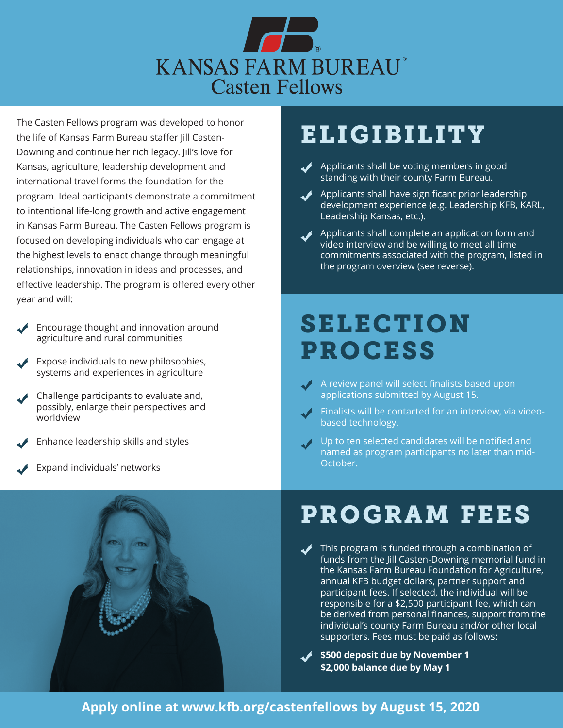# KANSAS FARM BUREAU®

## Casten Fellows

The Casten Fellows program was developed to honor the life of Kansas Farm Bureau staffer Jill Casten-Downing and continue her rich legacy. Jill's love for Kansas, agriculture, leadership development and international travel forms the foundation for the program. Ideal participants demonstrate a commitment to intentional life-long growth and active engagement in Kansas Farm Bureau. The Casten Fellows program is focused on developing individuals who can engage at the highest levels to enact change through meaningful relationships, innovation in ideas and processes, and effective leadership. The program is offered every other year and will:

- Encourage thought and innovation around agriculture and rural communities
- Expose individuals to new philosophies, systems and experiences in agriculture
- Challenge participants to evaluate and, possibly, enlarge their perspectives and worldview
- Enhance leadership skills and styles
- Expand individuals' networks

## ELIGIBILITY

- Applicants shall be voting members in good standing with their county Farm Bureau.
- Applicants shall have significant prior leadership development experience (e.g. Leadership KFB, KARL, Leadership Kansas, etc.).
- Applicants shall complete an application form and video interview and be willing to meet all time commitments associated with the program, listed in the program overview (see reverse).

## SELECTION PROCESS

- A review panel will select finalists based upon applications submitted by August 15.
- Finalists will be contacted for an interview, via video-based technology.
- Up to ten selected candidates will be notified and named as program participants no later than mid-October.

## PROGRAM FEES

- This program is funded through a combination of funds from the Jill Casten-Downing memorial fund in the Kansas Farm Bureau Foundation for Agriculture, annual KFB budget dollars, partner support and participant fees. If selected, the individual will be responsible for a $2,500 participant fee, which can be derived from personal finances, support from the individual's county Farm Bureau and/or other local supporters. Fees must be paid as follows:
- **$500 deposit due by November 1**
  **$2,000 balance due by May 1**

**Apply online at www.kfb.org/castenfellows by August 15, 2020**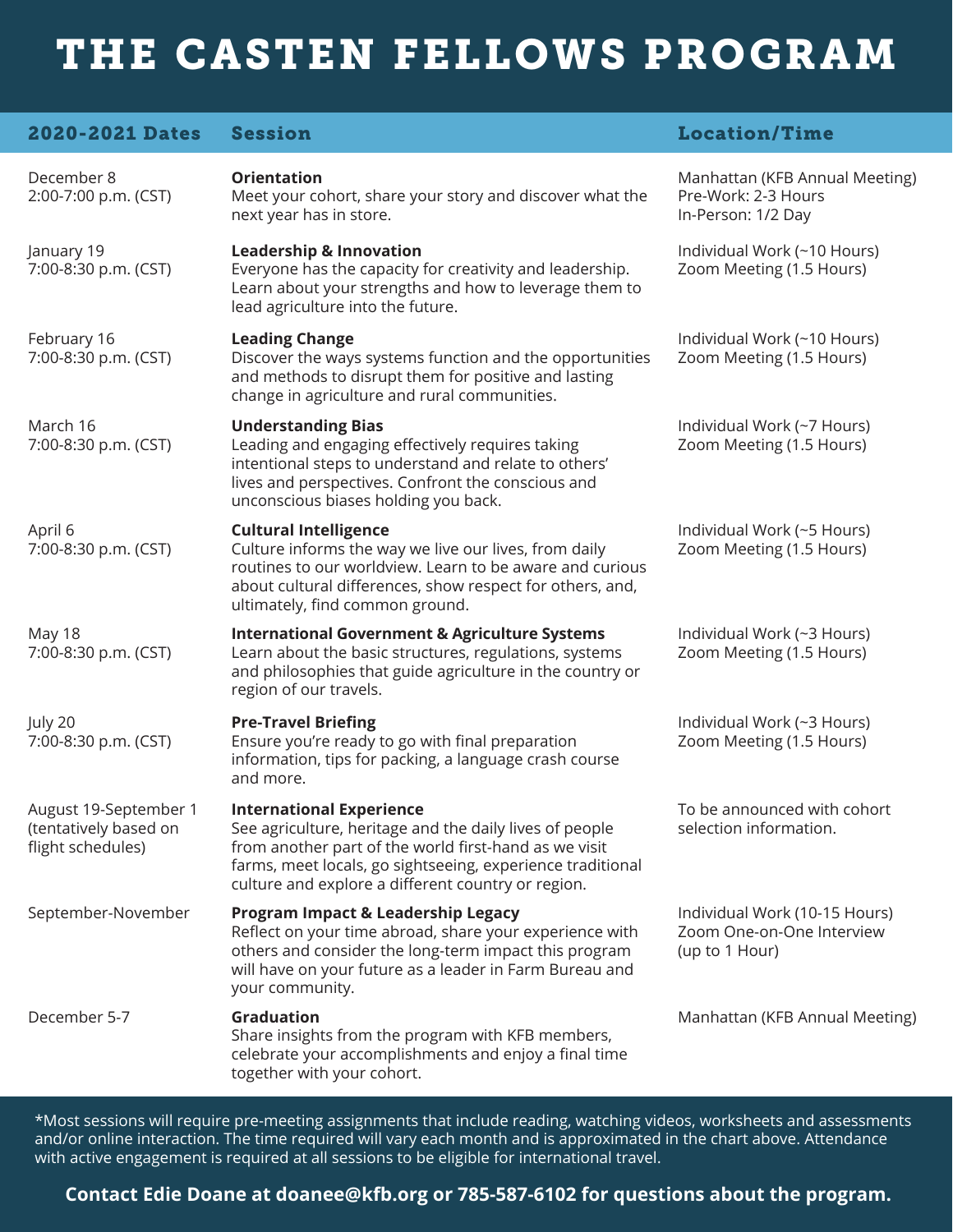# THE CASTEN FELLOWS PROGRAM

| 2020-2021 Dates | Session | Location/Time |
|---|---|---|
| December 8<br>2:00-7:00 p.m. (CST) | **Orientation**<br>Meet your cohort, share your story and discover what the next year has in store. | Manhattan (KFB Annual Meeting)<br>Pre-Work: 2-3 Hours<br>In-Person: 1/2 Day |
| January 19<br>7:00-8:30 p.m. (CST) | **Leadership & Innovation**<br>Everyone has the capacity for creativity and leadership. Learn about your strengths and how to leverage them to lead agriculture into the future. | Individual Work (~10 Hours)<br>Zoom Meeting (1.5 Hours) |
| February 16<br>7:00-8:30 p.m. (CST) | **Leading Change**<br>Discover the ways systems function and the opportunities and methods to disrupt them for positive and lasting change in agriculture and rural communities. | Individual Work (~10 Hours)<br>Zoom Meeting (1.5 Hours) |
| March 16<br>7:00-8:30 p.m. (CST) | **Understanding Bias**<br>Leading and engaging effectively requires taking intentional steps to understand and relate to others' lives and perspectives. Confront the conscious and unconscious biases holding you back. | Individual Work (~7 Hours)<br>Zoom Meeting (1.5 Hours) |
| April 6<br>7:00-8:30 p.m. (CST) | **Cultural Intelligence**<br>Culture informs the way we live our lives, from daily routines to our worldview. Learn to be aware and curious about cultural differences, show respect for others, and, ultimately, find common ground. | Individual Work (~5 Hours)<br>Zoom Meeting (1.5 Hours) |
| May 18<br>7:00-8:30 p.m. (CST) | **International Government & Agriculture Systems**<br>Learn about the basic structures, regulations, systems and philosophies that guide agriculture in the country or region of our travels. | Individual Work (~3 Hours)<br>Zoom Meeting (1.5 Hours) |
| July 20<br>7:00-8:30 p.m. (CST) | **Pre-Travel Briefing**<br>Ensure you're ready to go with final preparation information, tips for packing, a language crash course and more. | Individual Work (~3 Hours)<br>Zoom Meeting (1.5 Hours) |
| August 19-September 1<br>(tentatively based on flight schedules) | **International Experience**<br>See agriculture, heritage and the daily lives of people from another part of the world first-hand as we visit farms, meet locals, go sightseeing, experience traditional culture and explore a different country or region. | To be announced with cohort selection information. |
| September-November | **Program Impact & Leadership Legacy**<br>Reflect on your time abroad, share your experience with others and consider the long-term impact this program will have on your future as a leader in Farm Bureau and your community. | Individual Work (10-15 Hours)<br>Zoom One-on-One Interview (up to 1 Hour) |
| December 5-7 | **Graduation**<br>Share insights from the program with KFB members, celebrate your accomplishments and enjoy a final time together with your cohort. | Manhattan (KFB Annual Meeting) |

*Most sessions will require pre-meeting assignments that include reading, watching videos, worksheets and assessments and/or online interaction. The time required will vary each month and is approximated in the chart above. Attendance with active engagement is required at all sessions to be eligible for international travel.

**Contact Edie Doane at doanee@kfb.org or 785-587-6102 for questions about the program.**